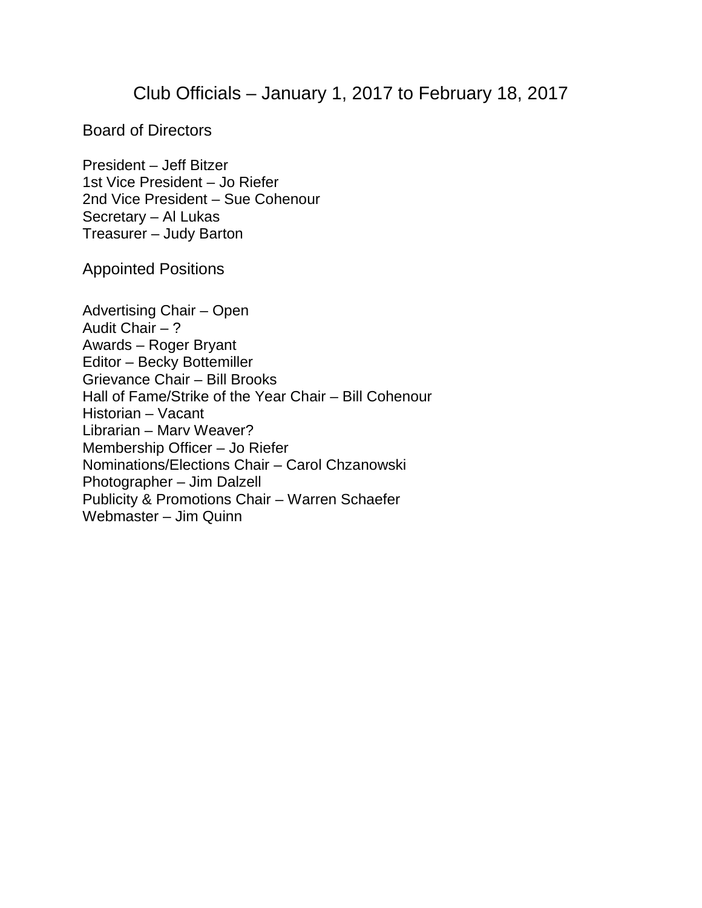# Club Officials – January 1, 2017 to February 18, 2017

## Board of Directors

President – Jeff Bitzer
1st Vice President – Jo Riefer
2nd Vice President – Sue Cohenour
Secretary – Al Lukas
Treasurer – Judy Barton

## Appointed Positions

Advertising Chair – Open
Audit Chair – ?
Awards – Roger Bryant
Editor – Becky Bottemiller
Grievance Chair – Bill Brooks
Hall of Fame/Strike of the Year Chair – Bill Cohenour
Historian – Vacant
Librarian – Marv Weaver?
Membership Officer – Jo Riefer
Nominations/Elections Chair – Carol Chzanowski
Photographer – Jim Dalzell
Publicity & Promotions Chair – Warren Schaefer
Webmaster – Jim Quinn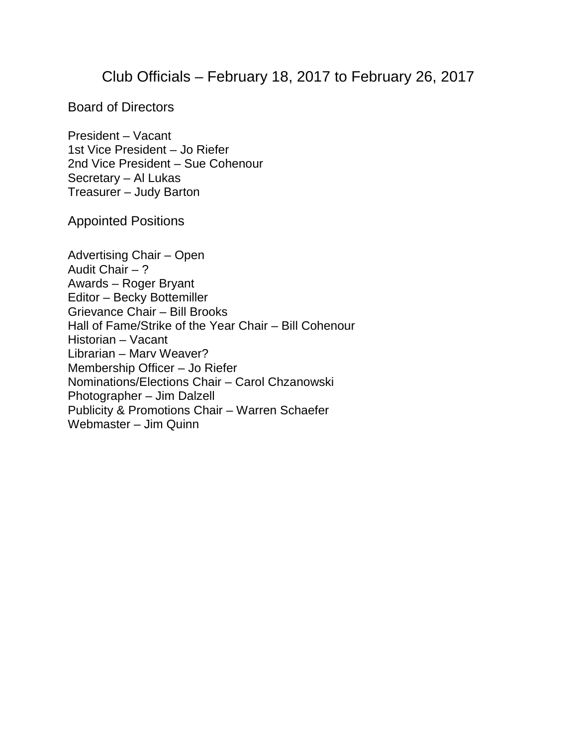# Club Officials – February 18, 2017 to February 26, 2017

## Board of Directors

President – Vacant
1st Vice President – Jo Riefer
2nd Vice President – Sue Cohenour
Secretary – Al Lukas
Treasurer – Judy Barton

## Appointed Positions

Advertising Chair – Open
Audit Chair – ?
Awards – Roger Bryant
Editor – Becky Bottemiller
Grievance Chair – Bill Brooks
Hall of Fame/Strike of the Year Chair – Bill Cohenour
Historian – Vacant
Librarian – Marv Weaver?
Membership Officer – Jo Riefer
Nominations/Elections Chair – Carol Chzanowski
Photographer – Jim Dalzell
Publicity & Promotions Chair – Warren Schaefer
Webmaster – Jim Quinn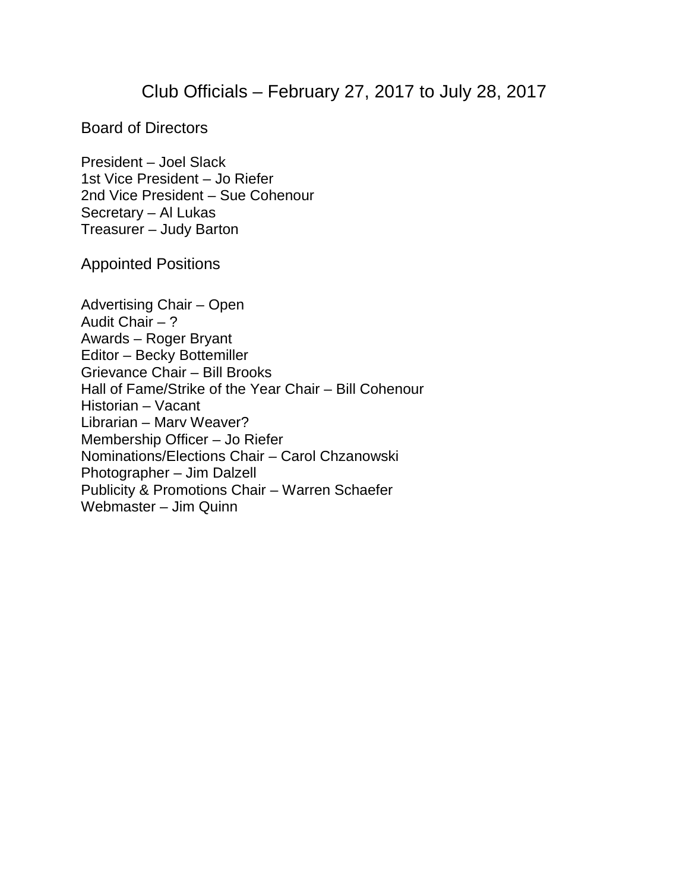# Club Officials – February 27, 2017 to July 28, 2017

## Board of Directors

President – Joel Slack
1st Vice President – Jo Riefer
2nd Vice President – Sue Cohenour
Secretary – Al Lukas
Treasurer – Judy Barton

## Appointed Positions

Advertising Chair – Open
Audit Chair – ?
Awards – Roger Bryant
Editor – Becky Bottemiller
Grievance Chair – Bill Brooks
Hall of Fame/Strike of the Year Chair – Bill Cohenour
Historian – Vacant
Librarian – Marv Weaver?
Membership Officer – Jo Riefer
Nominations/Elections Chair – Carol Chzanowski
Photographer – Jim Dalzell
Publicity & Promotions Chair – Warren Schaefer
Webmaster – Jim Quinn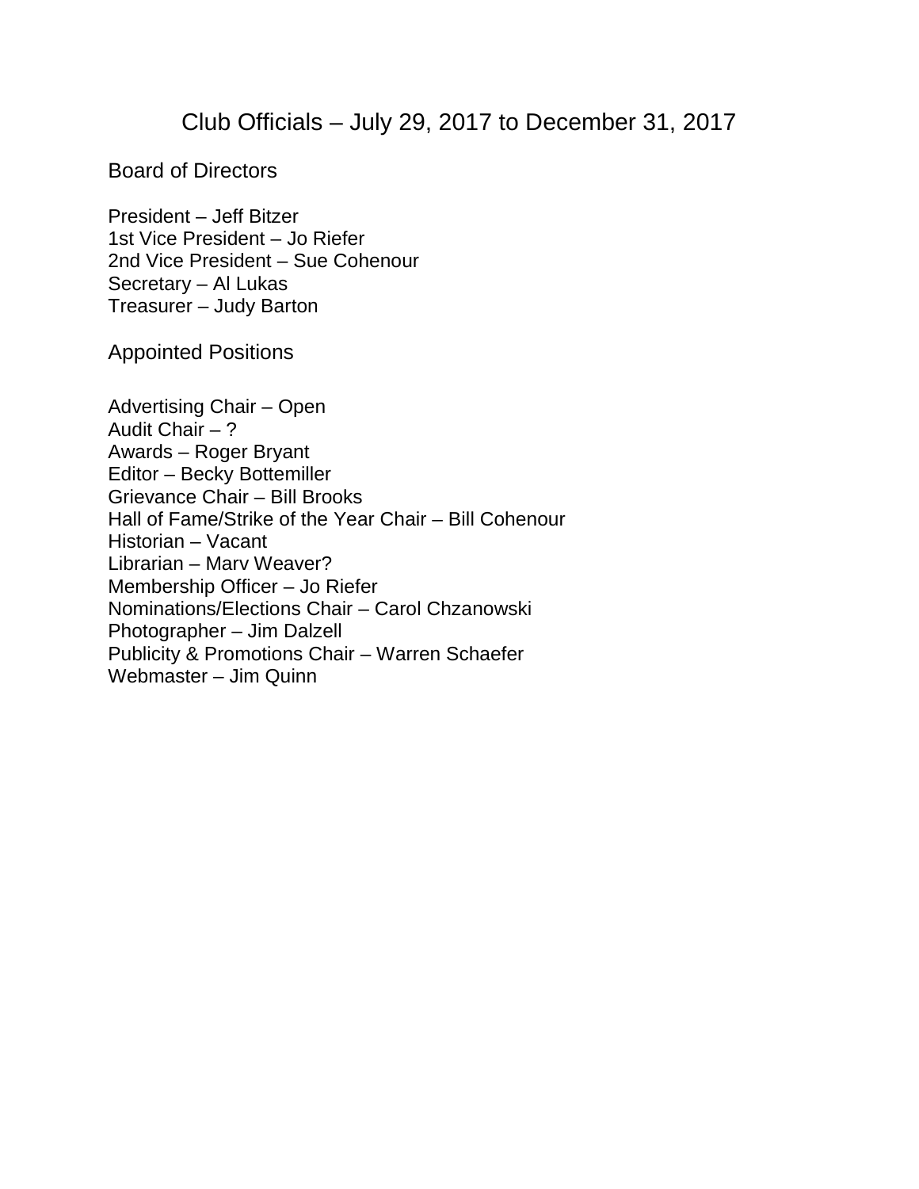# Club Officials – July 29, 2017 to December 31, 2017

## Board of Directors

President – Jeff Bitzer
1st Vice President – Jo Riefer
2nd Vice President – Sue Cohenour
Secretary – Al Lukas
Treasurer – Judy Barton

## Appointed Positions

Advertising Chair – Open
Audit Chair – ?
Awards – Roger Bryant
Editor – Becky Bottemiller
Grievance Chair – Bill Brooks
Hall of Fame/Strike of the Year Chair – Bill Cohenour
Historian – Vacant
Librarian – Marv Weaver?
Membership Officer – Jo Riefer
Nominations/Elections Chair – Carol Chzanowski
Photographer – Jim Dalzell
Publicity & Promotions Chair – Warren Schaefer
Webmaster – Jim Quinn